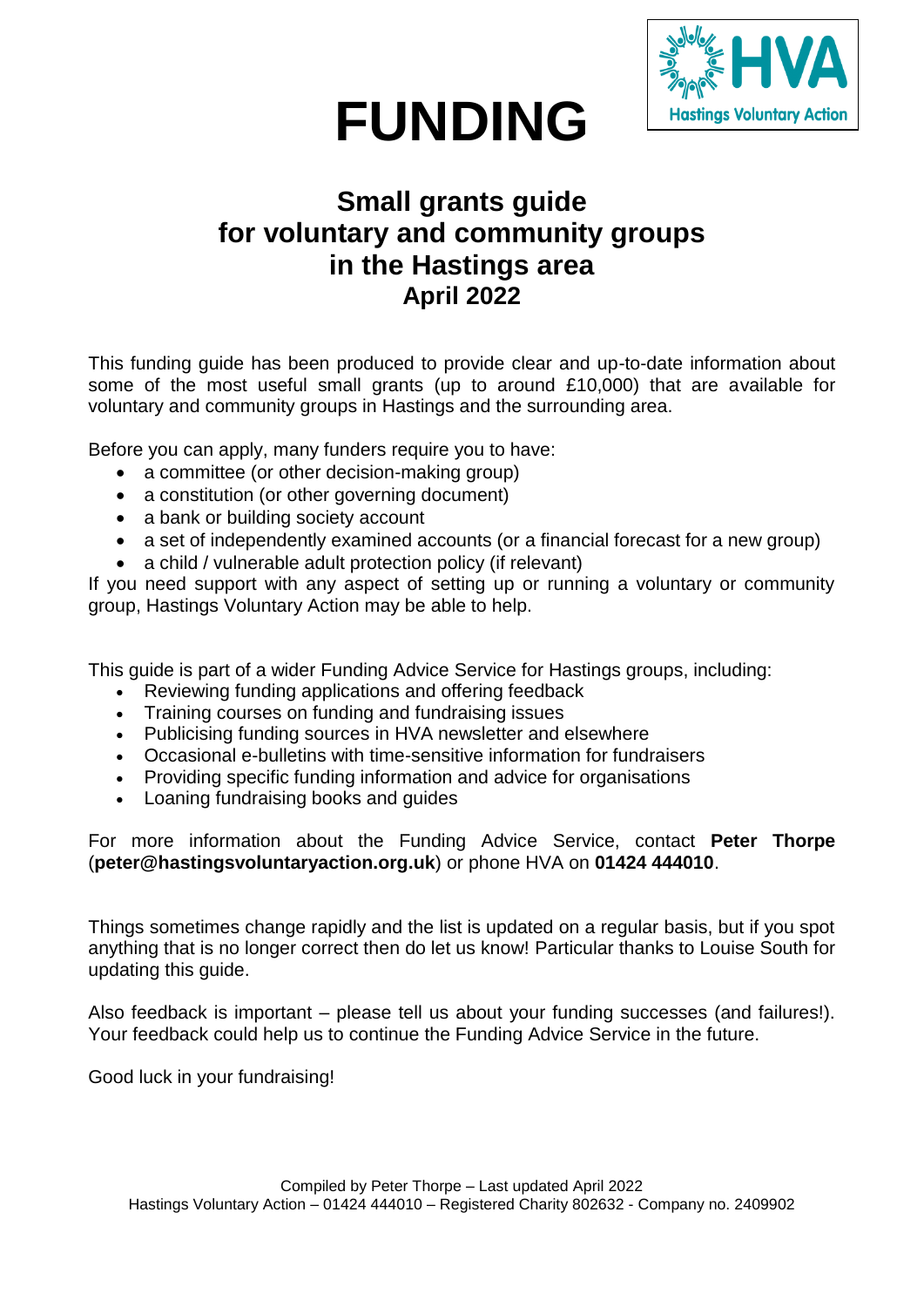# FUNDING

## Small grants guide for voluntary and community groups in the Hastings area

### April 2022

This funding guide has been produced to provide clear and up-to-date information about some of the most useful small grants (up to around £10,000) that are available for voluntary and community groups in Hastings and the surrounding area.

Before you can apply, many funders require you to have:

- a committee (or other decision-making group)
- a constitution (or other governing document)
- a bank or building society account
- a set of independently examined accounts (or a financial forecast for a new group)
- a child / vulnerable adult protection policy (if relevant)

If you need support with any aspect of setting up or running a voluntary or community group, Hastings Voluntary Action may be able to help.

This guide is part of a wider Funding Advice Service for Hastings groups, including:

- Reviewing funding applications and offering feedback
- Training courses on funding and fundraising issues
- Publicising funding sources in HVA newsletter and elsewhere
- Occasional e-bulletins with time-sensitive information for fundraisers
- Providing specific funding information and advice for organisations
- Loaning fundraising books and guides

For more information about the Funding Advice Service, contact **Peter Thorpe** (**peter@hastingsvoluntaryaction.org.uk**) or phone HVA on **01424 444010**.

Things sometimes change rapidly and the list is updated on a regular basis, but if you spot anything that is no longer correct then do let us know! Particular thanks to Louise South for updating this guide.

Also feedback is important – please tell us about your funding successes (and failures!). Your feedback could help us to continue the Funding Advice Service in the future.

Good luck in your fundraising!

Compiled by Peter Thorpe – Last updated April 2022
Hastings Voluntary Action – 01424 444010 – Registered Charity 802632 - Company no. 2409902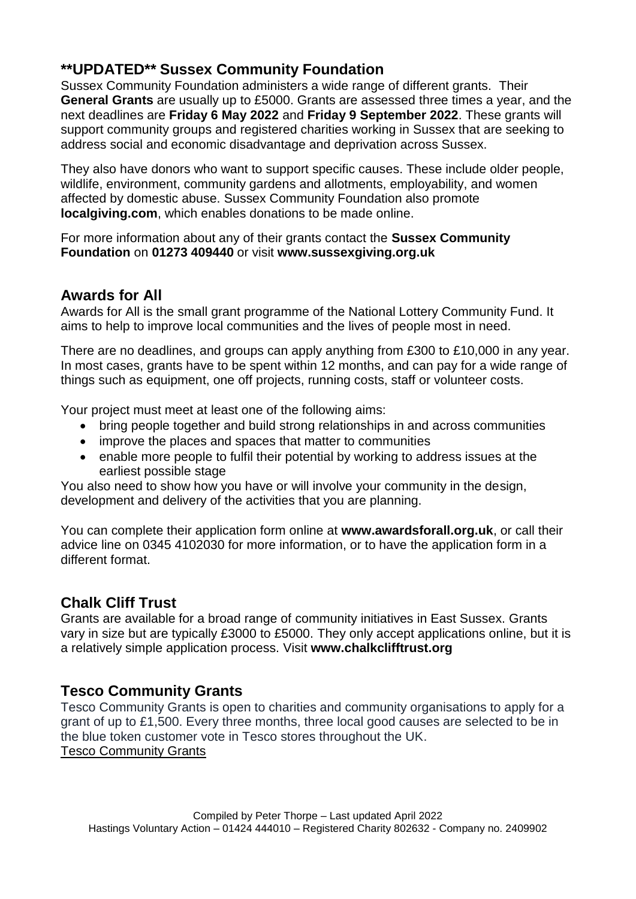## **UPDATED** Sussex Community Foundation

Sussex Community Foundation administers a wide range of different grants. Their **General Grants** are usually up to £5000. Grants are assessed three times a year, and the next deadlines are **Friday 6 May 2022** and **Friday 9 September 2022**. These grants will support community groups and registered charities working in Sussex that are seeking to address social and economic disadvantage and deprivation across Sussex.

They also have donors who want to support specific causes. These include older people, wildlife, environment, community gardens and allotments, employability, and women affected by domestic abuse. Sussex Community Foundation also promote **localgiving.com**, which enables donations to be made online.

For more information about any of their grants contact the **Sussex Community Foundation** on **01273 409440** or visit **www.sussexgiving.org.uk**

## Awards for All

Awards for All is the small grant programme of the National Lottery Community Fund. It aims to help to improve local communities and the lives of people most in need.

There are no deadlines, and groups can apply anything from £300 to £10,000 in any year. In most cases, grants have to be spent within 12 months, and can pay for a wide range of things such as equipment, one off projects, running costs, staff or volunteer costs.

Your project must meet at least one of the following aims:

- bring people together and build strong relationships in and across communities
- improve the places and spaces that matter to communities
- enable more people to fulfil their potential by working to address issues at the earliest possible stage

You also need to show how you have or will involve your community in the design, development and delivery of the activities that you are planning.

You can complete their application form online at **www.awardsforall.org.uk**, or call their advice line on 0345 4102030 for more information, or to have the application form in a different format.

## Chalk Cliff Trust

Grants are available for a broad range of community initiatives in East Sussex. Grants vary in size but are typically £3000 to £5000. They only accept applications online, but it is a relatively simple application process. Visit **www.chalkclifftrust.org**

## Tesco Community Grants

Tesco Community Grants is open to charities and community organisations to apply for a grant of up to £1,500. Every three months, three local good causes are selected to be in the blue token customer vote in Tesco stores throughout the UK.
Tesco Community Grants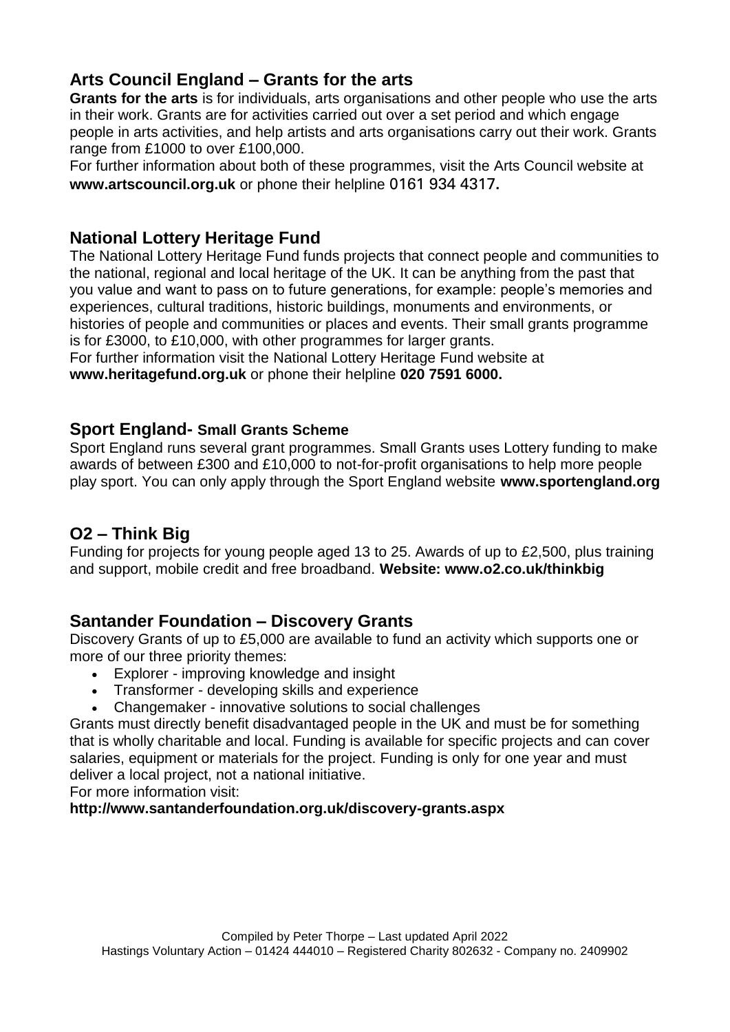## Arts Council England – Grants for the arts

**Grants for the arts** is for individuals, arts organisations and other people who use the arts in their work. Grants are for activities carried out over a set period and which engage people in arts activities, and help artists and arts organisations carry out their work. Grants range from £1000 to over £100,000.

For further information about both of these programmes, visit the Arts Council website at **www.artscouncil.org.uk** or phone their helpline 0161 934 4317.

## National Lottery Heritage Fund

The National Lottery Heritage Fund funds projects that connect people and communities to the national, regional and local heritage of the UK. It can be anything from the past that you value and want to pass on to future generations, for example: people's memories and experiences, cultural traditions, historic buildings, monuments and environments, or histories of people and communities or places and events. Their small grants programme is for £3000, to £10,000, with other programmes for larger grants.

For further information visit the National Lottery Heritage Fund website at **www.heritagefund.org.uk** or phone their helpline **020 7591 6000.**

## Sport England- Small Grants Scheme

Sport England runs several grant programmes. Small Grants uses Lottery funding to make awards of between £300 and £10,000 to not-for-profit organisations to help more people play sport. You can only apply through the Sport England website **www.sportengland.org**

## O2 – Think Big

Funding for projects for young people aged 13 to 25. Awards of up to £2,500, plus training and support, mobile credit and free broadband. **Website: www.o2.co.uk/thinkbig**

## Santander Foundation – Discovery Grants

Discovery Grants of up to £5,000 are available to fund an activity which supports one or more of our three priority themes:

- Explorer - improving knowledge and insight
- Transformer - developing skills and experience
- Changemaker - innovative solutions to social challenges

Grants must directly benefit disadvantaged people in the UK and must be for something that is wholly charitable and local. Funding is available for specific projects and can cover salaries, equipment or materials for the project. Funding is only for one year and must deliver a local project, not a national initiative.

For more information visit:

**http://www.santanderfoundation.org.uk/discovery-grants.aspx**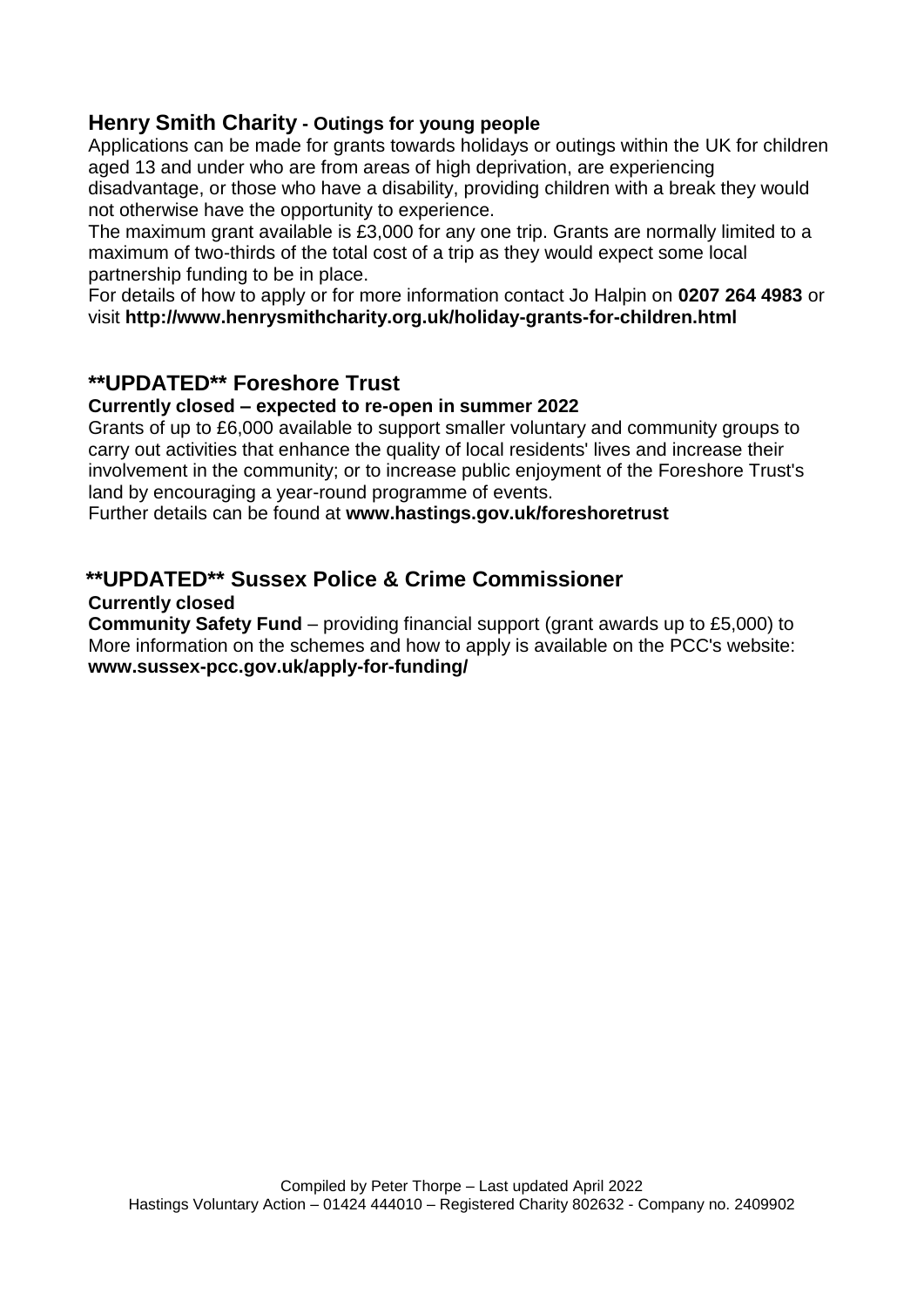## Henry Smith Charity - Outings for young people

Applications can be made for grants towards holidays or outings within the UK for children aged 13 and under who are from areas of high deprivation, are experiencing disadvantage, or those who have a disability, providing children with a break they would not otherwise have the opportunity to experience.

The maximum grant available is £3,000 for any one trip. Grants are normally limited to a maximum of two-thirds of the total cost of a trip as they would expect some local partnership funding to be in place.

For details of how to apply or for more information contact Jo Halpin on **0207 264 4983** or visit **http://www.henrysmithcharity.org.uk/holiday-grants-for-children.html**

## **UPDATED** Foreshore Trust

**Currently closed – expected to re-open in summer 2022**

Grants of up to £6,000 available to support smaller voluntary and community groups to carry out activities that enhance the quality of local residents' lives and increase their involvement in the community; or to increase public enjoyment of the Foreshore Trust's land by encouraging a year-round programme of events.

Further details can be found at **www.hastings.gov.uk/foreshoretrust**

## **UPDATED** Sussex Police & Crime Commissioner

**Currently closed**

**Community Safety Fund** – providing financial support (grant awards up to £5,000) to More information on the schemes and how to apply is available on the PCC's website: **www.sussex-pcc.gov.uk/apply-for-funding/**

Compiled by Peter Thorpe – Last updated April 2022
Hastings Voluntary Action – 01424 444010 – Registered Charity 802632 - Company no. 2409902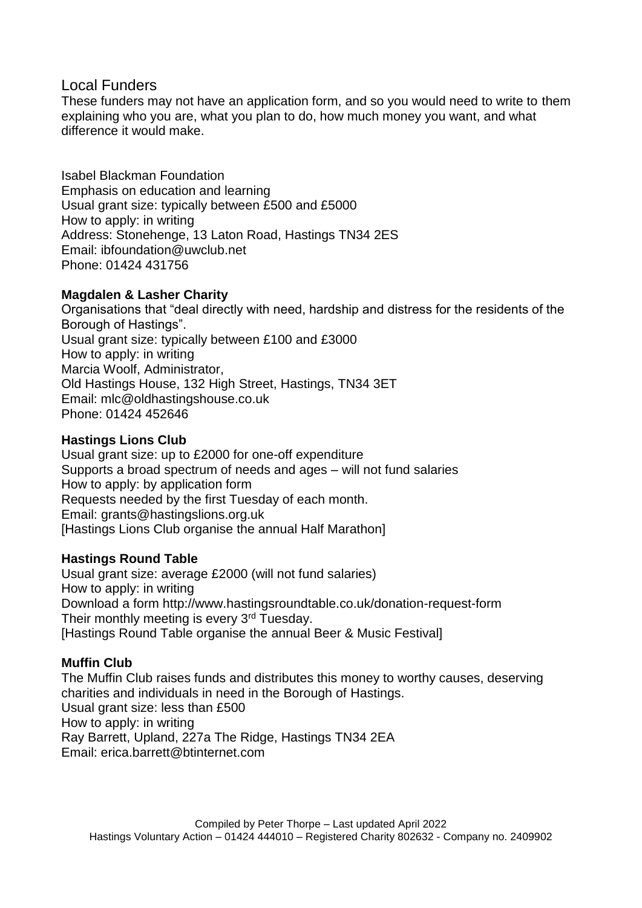## Local Funders

These funders may not have an application form, and so you would need to write to them explaining who you are, what you plan to do, how much money you want, and what difference it would make.

Isabel Blackman Foundation
Emphasis on education and learning
Usual grant size: typically between £500 and £5000
How to apply: in writing
Address: Stonehenge, 13 Laton Road, Hastings TN34 2ES
Email: ibfoundation@uwclub.net
Phone: 01424 431756

**Magdalen & Lasher Charity**
Organisations that "deal directly with need, hardship and distress for the residents of the Borough of Hastings".
Usual grant size: typically between £100 and £3000
How to apply: in writing
Marcia Woolf, Administrator,
Old Hastings House, 132 High Street, Hastings, TN34 3ET
Email: mlc@oldhastingshouse.co.uk
Phone: 01424 452646

**Hastings Lions Club**
Usual grant size: up to £2000 for one-off expenditure
Supports a broad spectrum of needs and ages – will not fund salaries
How to apply: by application form
Requests needed by the first Tuesday of each month.
Email: grants@hastingslions.org.uk
[Hastings Lions Club organise the annual Half Marathon]

**Hastings Round Table**
Usual grant size: average £2000 (will not fund salaries)
How to apply: in writing
Download a form http://www.hastingsroundtable.co.uk/donation-request-form
Their monthly meeting is every 3rd Tuesday.
[Hastings Round Table organise the annual Beer & Music Festival]

**Muffin Club**
The Muffin Club raises funds and distributes this money to worthy causes, deserving charities and individuals in need in the Borough of Hastings.
Usual grant size: less than £500
How to apply: in writing
Ray Barrett, Upland, 227a The Ridge, Hastings TN34 2EA
Email: erica.barrett@btinternet.com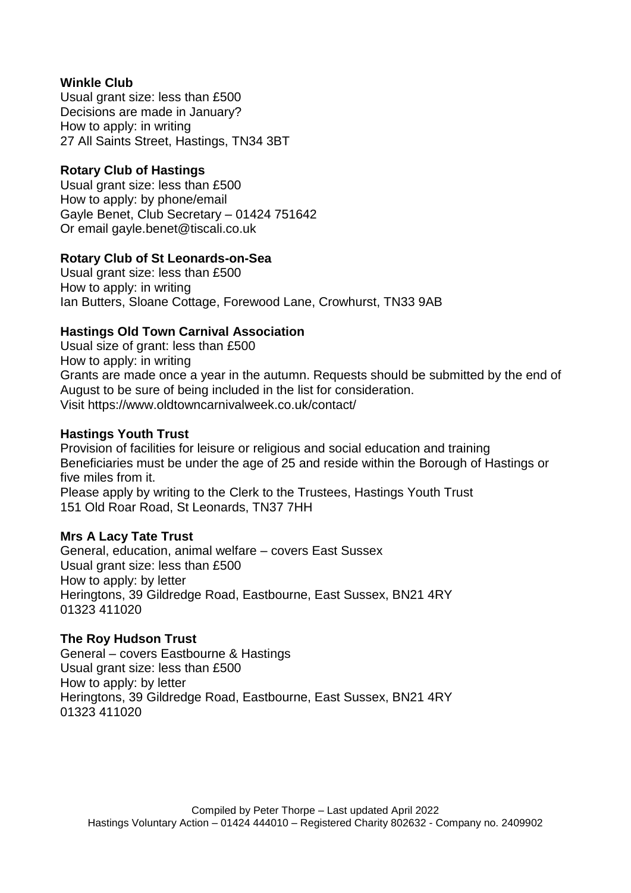**Winkle Club**
Usual grant size: less than £500
Decisions are made in January?
How to apply: in writing
27 All Saints Street, Hastings, TN34 3BT

**Rotary Club of Hastings**
Usual grant size: less than £500
How to apply: by phone/email
Gayle Benet, Club Secretary – 01424 751642
Or email gayle.benet@tiscali.co.uk

**Rotary Club of St Leonards-on-Sea**
Usual grant size: less than £500
How to apply: in writing
Ian Butters, Sloane Cottage, Forewood Lane, Crowhurst, TN33 9AB

**Hastings Old Town Carnival Association**
Usual size of grant: less than £500
How to apply: in writing
Grants are made once a year in the autumn. Requests should be submitted by the end of August to be sure of being included in the list for consideration.
Visit https://www.oldtowncarnivalweek.co.uk/contact/

**Hastings Youth Trust**
Provision of facilities for leisure or religious and social education and training
Beneficiaries must be under the age of 25 and reside within the Borough of Hastings or five miles from it.
Please apply by writing to the Clerk to the Trustees, Hastings Youth Trust
151 Old Roar Road, St Leonards, TN37 7HH

**Mrs A Lacy Tate Trust**
General, education, animal welfare – covers East Sussex
Usual grant size: less than £500
How to apply: by letter
Heringtons, 39 Gildredge Road, Eastbourne, East Sussex, BN21 4RY
01323 411020

**The Roy Hudson Trust**
General – covers Eastbourne & Hastings
Usual grant size: less than £500
How to apply: by letter
Heringtons, 39 Gildredge Road, Eastbourne, East Sussex, BN21 4RY
01323 411020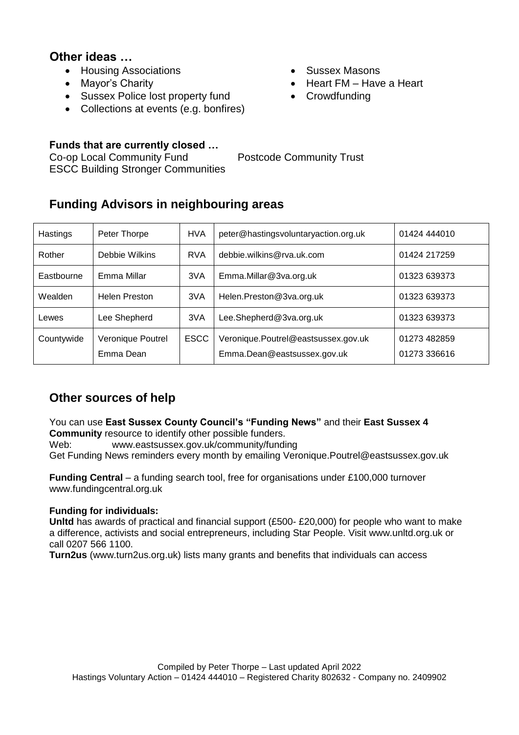## Other ideas …

- Housing Associations
- Mayor's Charity
- Sussex Police lost property fund
- Collections at events (e.g. bonfires)
- Sussex Masons
- Heart FM – Have a Heart
- Crowdfunding

**Funds that are currently closed …**

Co-op Local Community Fund
Postcode Community Trust
ESCC Building Stronger Communities

## Funding Advisors in neighbouring areas

| | | | | |
|---|---|---|---|---|
| Hastings | Peter Thorpe | HVA | peter@hastingsvoluntaryaction.org.uk | 01424 444010 |
| Rother | Debbie Wilkins | RVA | debbie.wilkins@rva.uk.com | 01424 217259 |
| Eastbourne | Emma Millar | 3VA | Emma.Millar@3va.org.uk | 01323 639373 |
| Wealden | Helen Preston | 3VA | Helen.Preston@3va.org.uk | 01323 639373 |
| Lewes | Lee Shepherd | 3VA | Lee.Shepherd@3va.org.uk | 01323 639373 |
| Countywide | Veronique Poutrel<br>Emma Dean | ESCC | Veronique.Poutrel@eastsussex.gov.uk<br>Emma.Dean@eastsussex.gov.uk | 01273 482859<br>01273 336616 |

## Other sources of help

You can use **East Sussex County Council's "Funding News"** and their **East Sussex 4 Community** resource to identify other possible funders.
Web: www.eastsussex.gov.uk/community/funding
Get Funding News reminders every month by emailing Veronique.Poutrel@eastsussex.gov.uk

**Funding Central** – a funding search tool, free for organisations under £100,000 turnover
www.fundingcentral.org.uk

**Funding for individuals:**
**Unltd** has awards of practical and financial support (£500- £20,000) for people who want to make a difference, activists and social entrepreneurs, including Star People. Visit www.unltd.org.uk or call 0207 566 1100.
**Turn2us** (www.turn2us.org.uk) lists many grants and benefits that individuals can access

Compiled by Peter Thorpe – Last updated April 2022
Hastings Voluntary Action – 01424 444010 – Registered Charity 802632 - Company no. 2409902